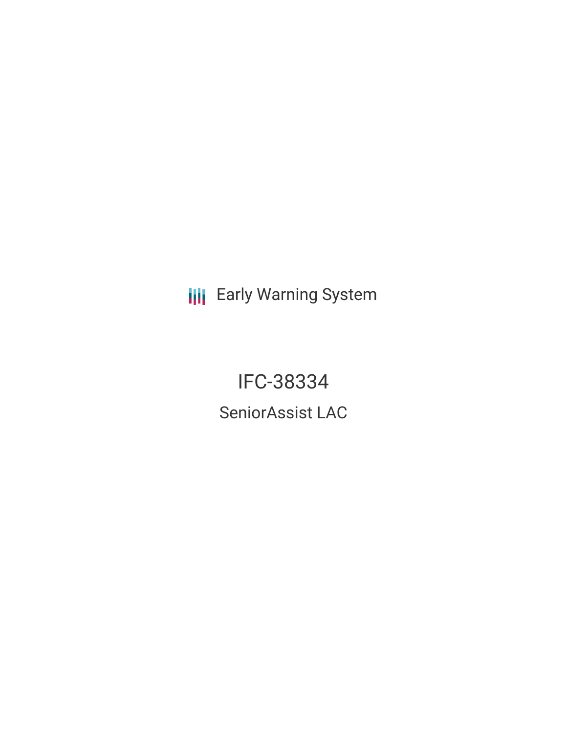Early Warning System

# IFC-38334

## SeniorAssist LAC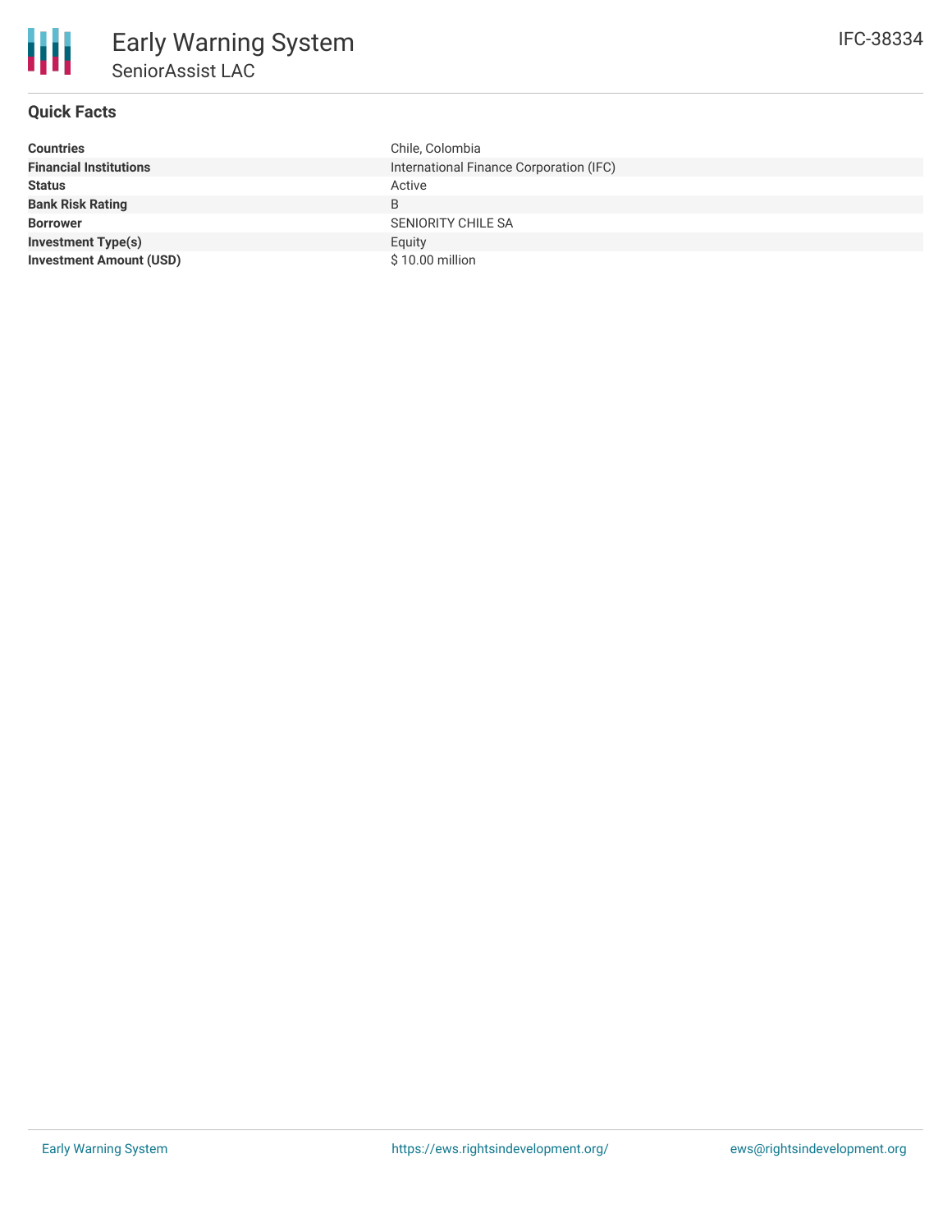# Early Warning System

## SeniorAssist LAC

IFC-38334

### Quick Facts

| | |
|---|---|
| **Countries** | Chile, Colombia |
| **Financial Institutions** | International Finance Corporation (IFC) |
| **Status** | Active |
| **Bank Risk Rating** | B |
| **Borrower** | SENIORITY CHILE SA |
| **Investment Type(s)** | Equity |
| **Investment Amount (USD)** | $ 10.00 million |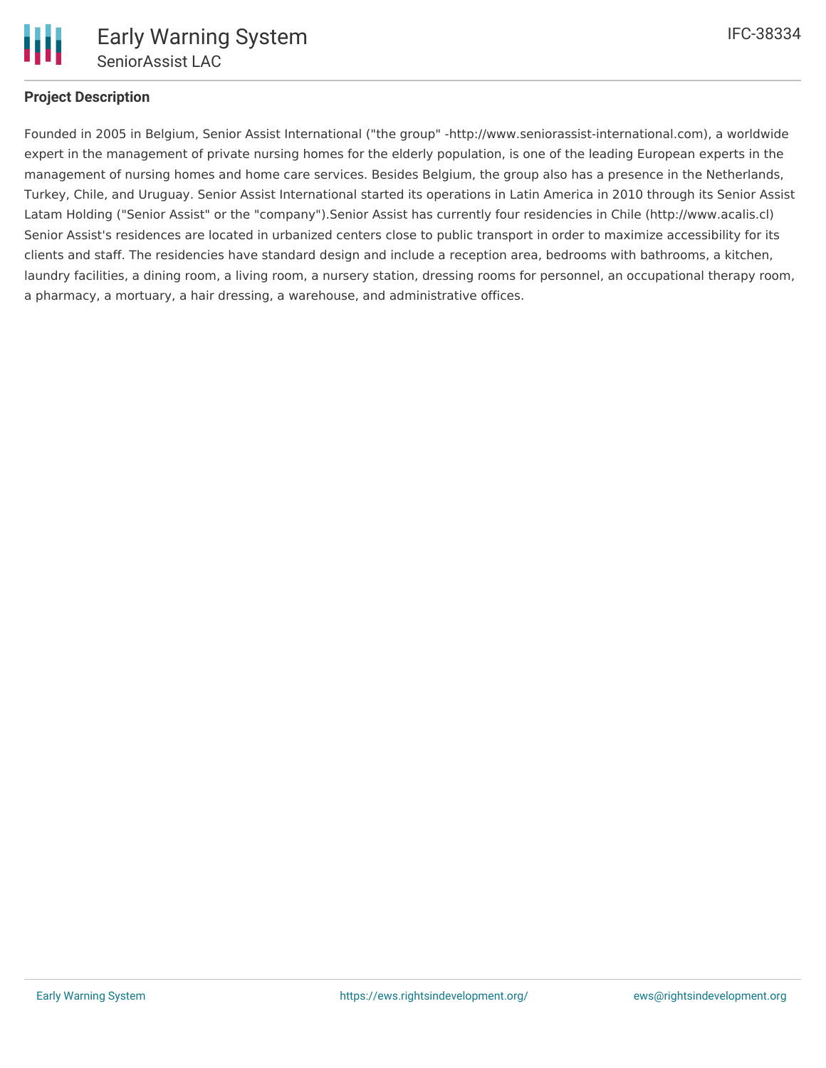## Project Description

Founded in 2005 in Belgium, Senior Assist International ("the group" -http://www.seniorassist-international.com), a worldwide expert in the management of private nursing homes for the elderly population, is one of the leading European experts in the management of nursing homes and home care services. Besides Belgium, the group also has a presence in the Netherlands, Turkey, Chile, and Uruguay. Senior Assist International started its operations in Latin America in 2010 through its Senior Assist Latam Holding ("Senior Assist" or the "company").Senior Assist has currently four residencies in Chile (http://www.acalis.cl) Senior Assist's residences are located in urbanized centers close to public transport in order to maximize accessibility for its clients and staff. The residencies have standard design and include a reception area, bedrooms with bathrooms, a kitchen, laundry facilities, a dining room, a living room, a nursery station, dressing rooms for personnel, an occupational therapy room, a pharmacy, a mortuary, a hair dressing, a warehouse, and administrative offices.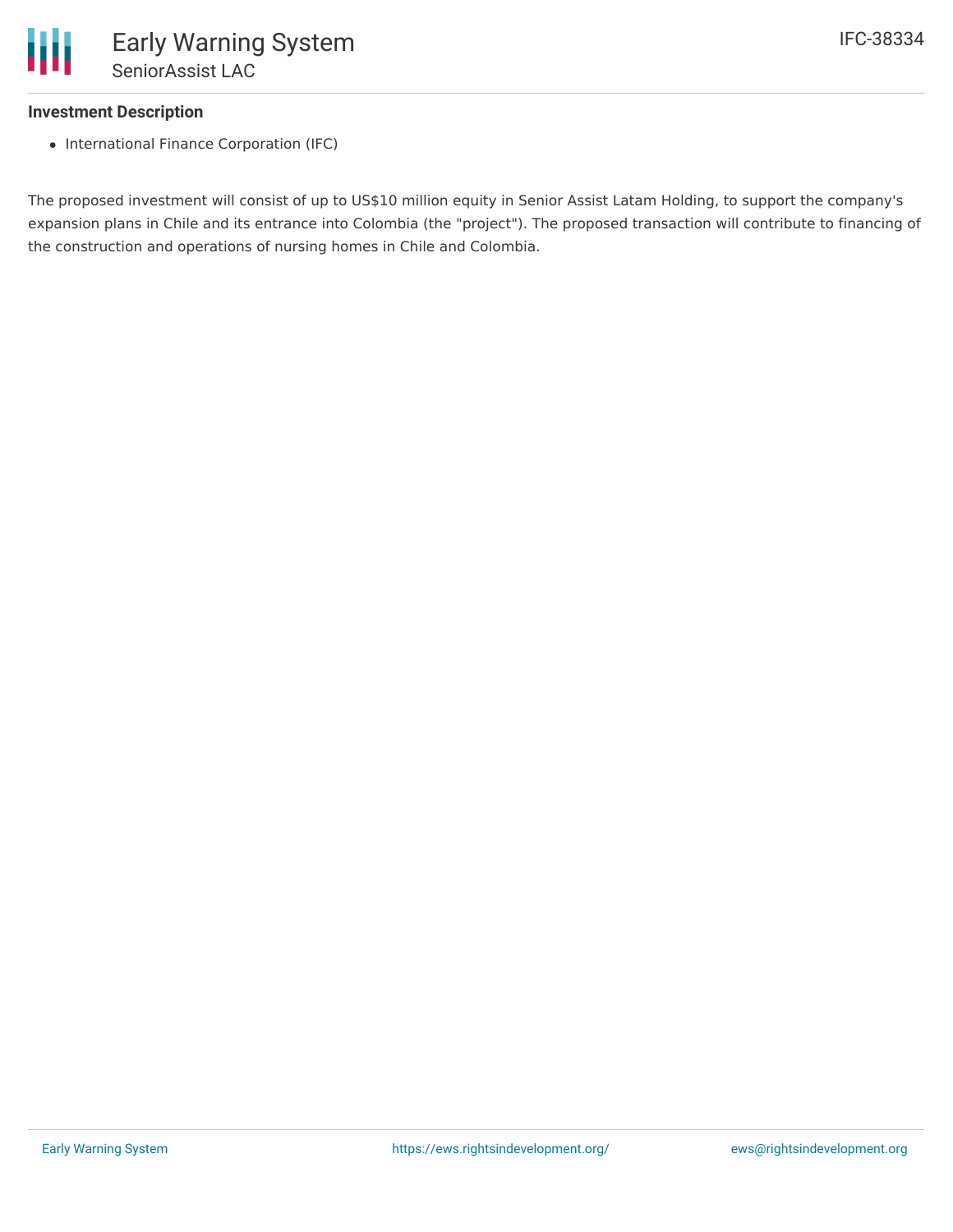### Investment Description

- International Finance Corporation (IFC)

The proposed investment will consist of up to US$10 million equity in Senior Assist Latam Holding, to support the company's expansion plans in Chile and its entrance into Colombia (the "project"). The proposed transaction will contribute to financing of the construction and operations of nursing homes in Chile and Colombia.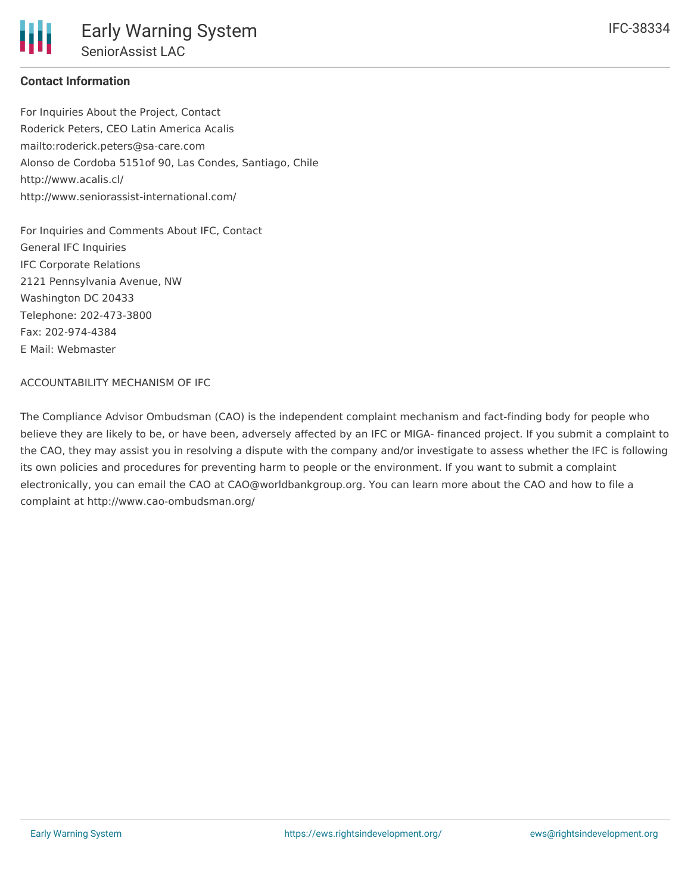### Contact Information

For Inquiries About the Project, Contact
Roderick Peters, CEO Latin America Acalis
mailto:roderick.peters@sa-care.com
Alonso de Cordoba 5151of 90, Las Condes, Santiago, Chile
http://www.acalis.cl/
http://www.seniorassist-international.com/

For Inquiries and Comments About IFC, Contact
General IFC Inquiries
IFC Corporate Relations
2121 Pennsylvania Avenue, NW
Washington DC 20433
Telephone: 202-473-3800
Fax: 202-974-4384
E Mail: Webmaster

ACCOUNTABILITY MECHANISM OF IFC

The Compliance Advisor Ombudsman (CAO) is the independent complaint mechanism and fact-finding body for people who believe they are likely to be, or have been, adversely affected by an IFC or MIGA- financed project. If you submit a complaint to the CAO, they may assist you in resolving a dispute with the company and/or investigate to assess whether the IFC is following its own policies and procedures for preventing harm to people or the environment. If you want to submit a complaint electronically, you can email the CAO at CAO@worldbankgroup.org. You can learn more about the CAO and how to file a complaint at http://www.cao-ombudsman.org/